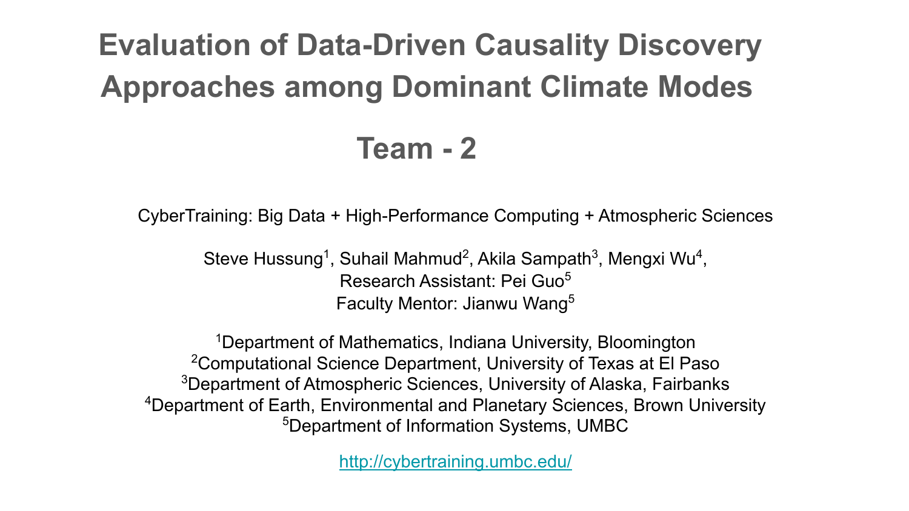# Evaluation of Data-Driven Causality Discovery Approaches among Dominant Climate Modes

## Team - 2

CyberTraining: Big Data + High-Performance Computing + Atmospheric Sciences

Steve Hussung[1], Suhail Mahmud[2], Akila Sampath[3], Mengxi Wu[4],
Research Assistant: Pei Guo[5]
Faculty Mentor: Jianwu Wang[5]

[1]Department of Mathematics, Indiana University, Bloomington
[2]Computational Science Department, University of Texas at El Paso
[3]Department of Atmospheric Sciences, University of Alaska, Fairbanks
[4]Department of Earth, Environmental and Planetary Sciences, Brown University
[5]Department of Information Systems, UMBC

http://cybertraining.umbc.edu/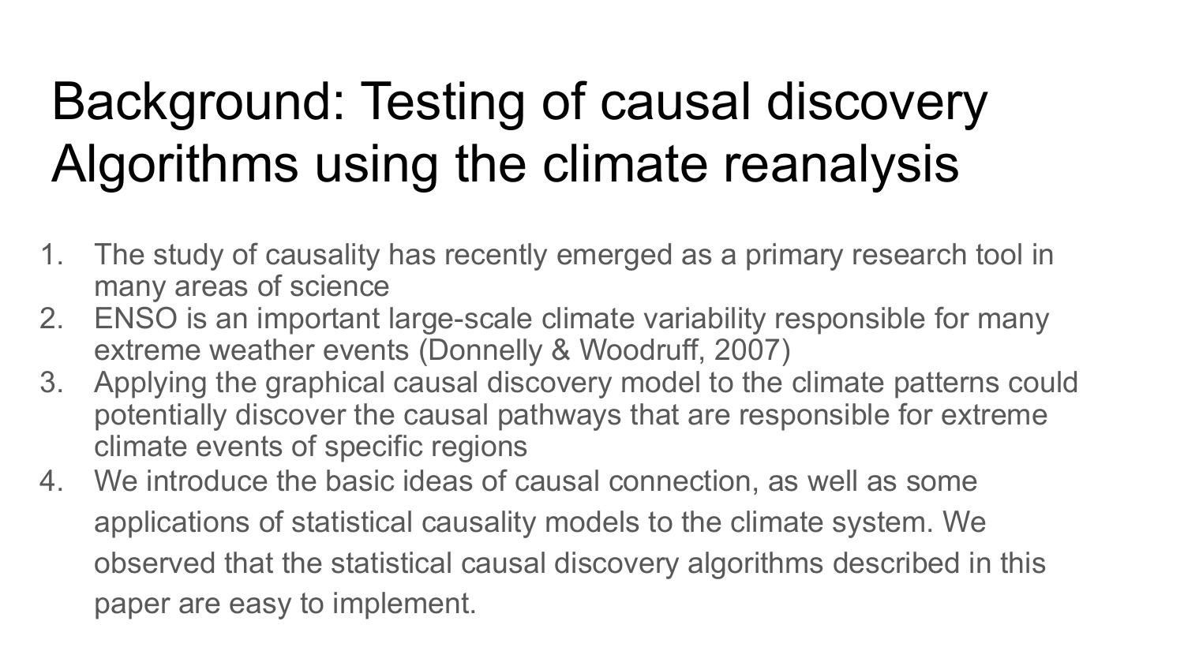# Background: Testing of causal discovery Algorithms using the climate reanalysis

1. The study of causality has recently emerged as a primary research tool in many areas of science
2. ENSO is an important large-scale climate variability responsible for many extreme weather events (Donnelly & Woodruff, 2007)
3. Applying the graphical causal discovery model to the climate patterns could potentially discover the causal pathways that are responsible for extreme climate events of specific regions
4. We introduce the basic ideas of causal connection, as well as some applications of statistical causality models to the climate system. We observed that the statistical causal discovery algorithms described in this paper are easy to implement.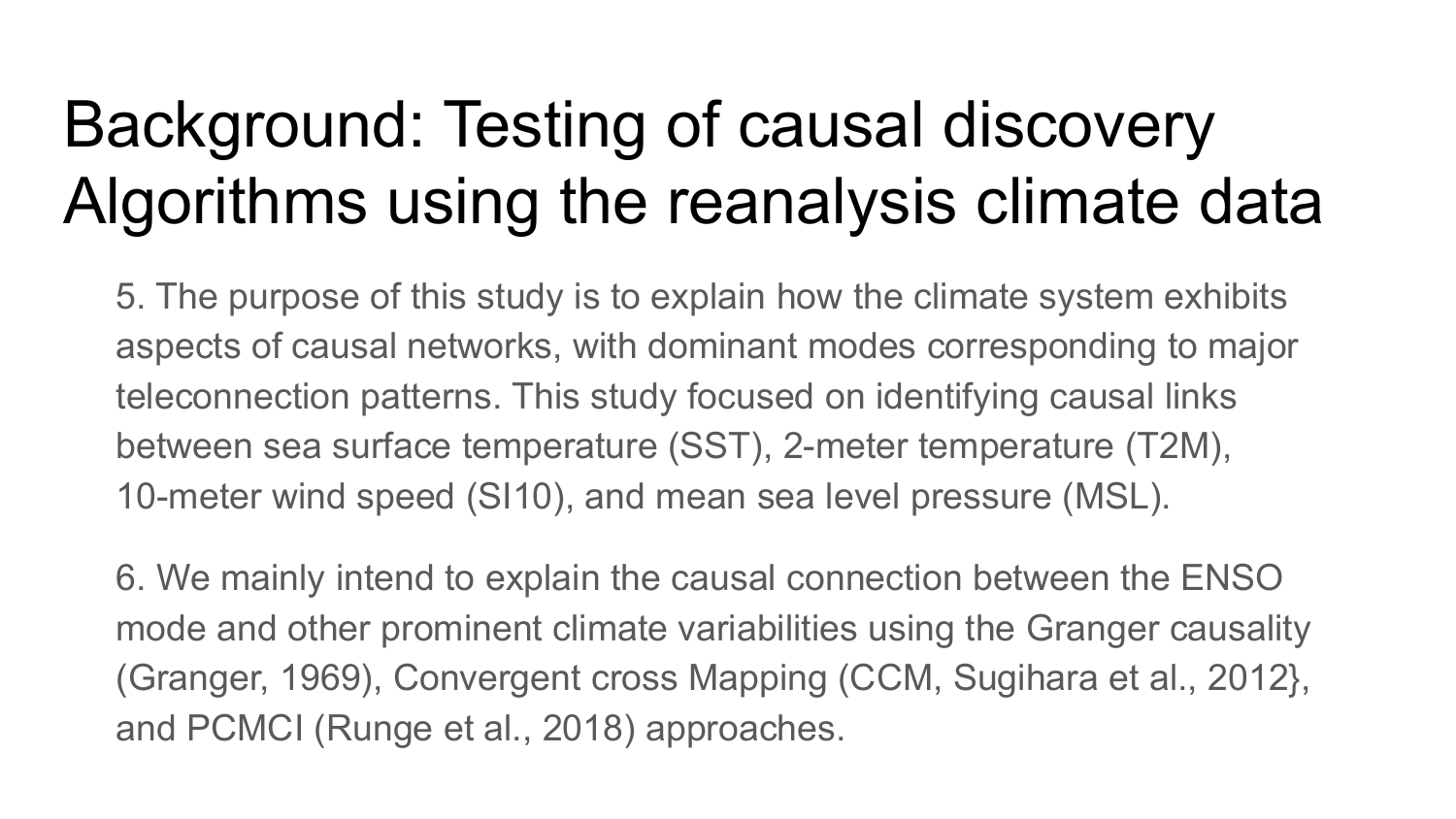# Background: Testing of causal discovery Algorithms using the reanalysis climate data

5. The purpose of this study is to explain how the climate system exhibits aspects of causal networks, with dominant modes corresponding to major teleconnection patterns. This study focused on identifying causal links between sea surface temperature (SST), 2-meter temperature (T2M), 10-meter wind speed (SI10), and mean sea level pressure (MSL).

6. We mainly intend to explain the causal connection between the ENSO mode and other prominent climate variabilities using the Granger causality (Granger, 1969), Convergent cross Mapping (CCM, Sugihara et al., 2012}, and PCMCI (Runge et al., 2018) approaches.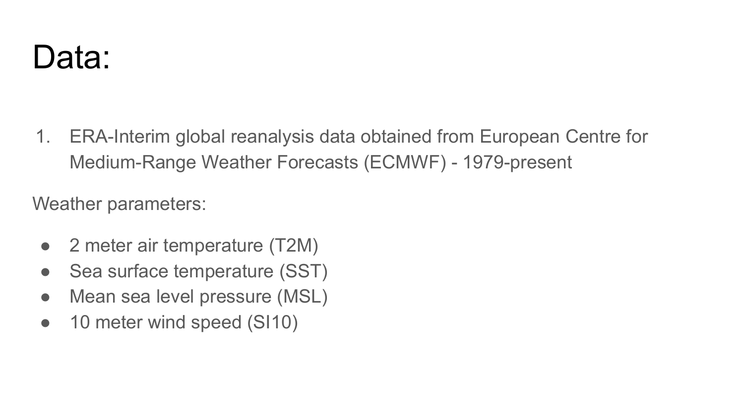# Data:

1. ERA-Interim global reanalysis data obtained from European Centre for Medium-Range Weather Forecasts (ECMWF) - 1979-present

Weather parameters:

- 2 meter air temperature (T2M)
- Sea surface temperature (SST)
- Mean sea level pressure (MSL)
- 10 meter wind speed (SI10)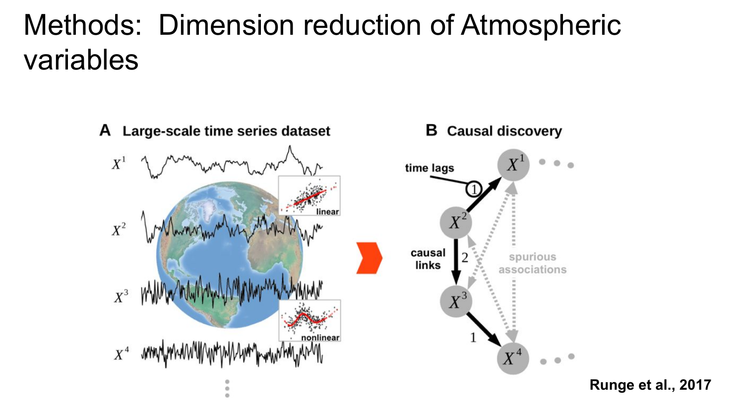# Methods: Dimension reduction of Atmospheric variables

**A Large-scale time series dataset**

$X^1$

$X^2$

$X^3$

$X^4$

linear

nonlinear

**B Causal discovery**

time lags

causal links

spurious associations

$X^1$ $X^2$ $X^3$ $X^4$

1 2 1

**Runge et al., 2017**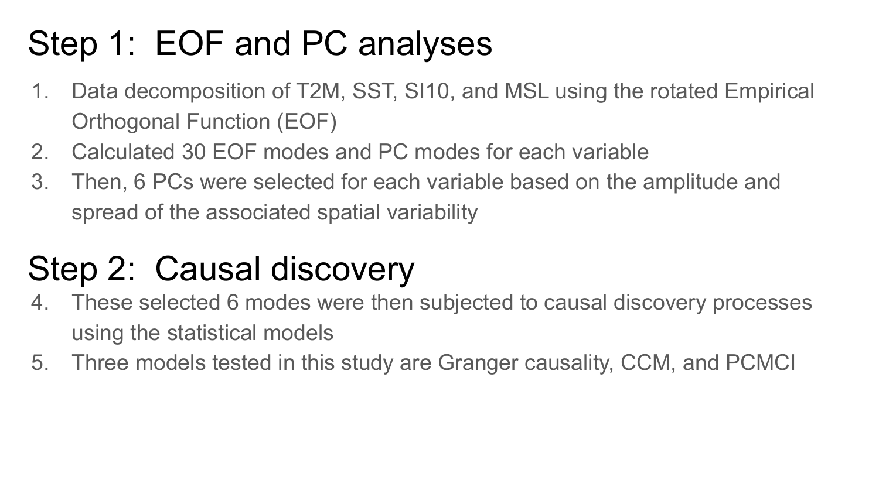# Step 1: EOF and PC analyses

1. Data decomposition of T2M, SST, SI10, and MSL using the rotated Empirical Orthogonal Function (EOF)
2. Calculated 30 EOF modes and PC modes for each variable
3. Then, 6 PCs were selected for each variable based on the amplitude and spread of the associated spatial variability

# Step 2: Causal discovery

4. These selected 6 modes were then subjected to causal discovery processes using the statistical models
5. Three models tested in this study are Granger causality, CCM, and PCMCI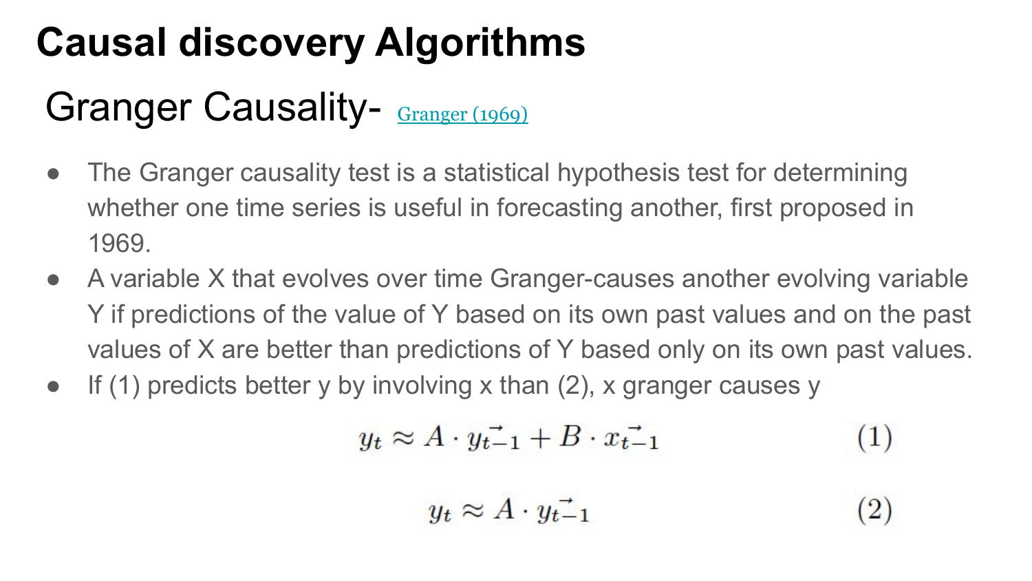# Causal discovery Algorithms

## Granger Causality- Granger (1969)

- The Granger causality test is a statistical hypothesis test for determining whether one time series is useful in forecasting another, first proposed in 1969.
- A variable X that evolves over time Granger-causes another evolving variable Y if predictions of the value of Y based on its own past values and on the past values of X are better than predictions of Y based only on its own past values.
- If (1) predicts better y by involving x than (2), x granger causes y

$$y_t \approx A \cdot \vec{y_{t-1}} + B \cdot \vec{x_{t-1}} \quad (1)$$

$$y_t \approx A \cdot \vec{y_{t-1}} \quad (2)$$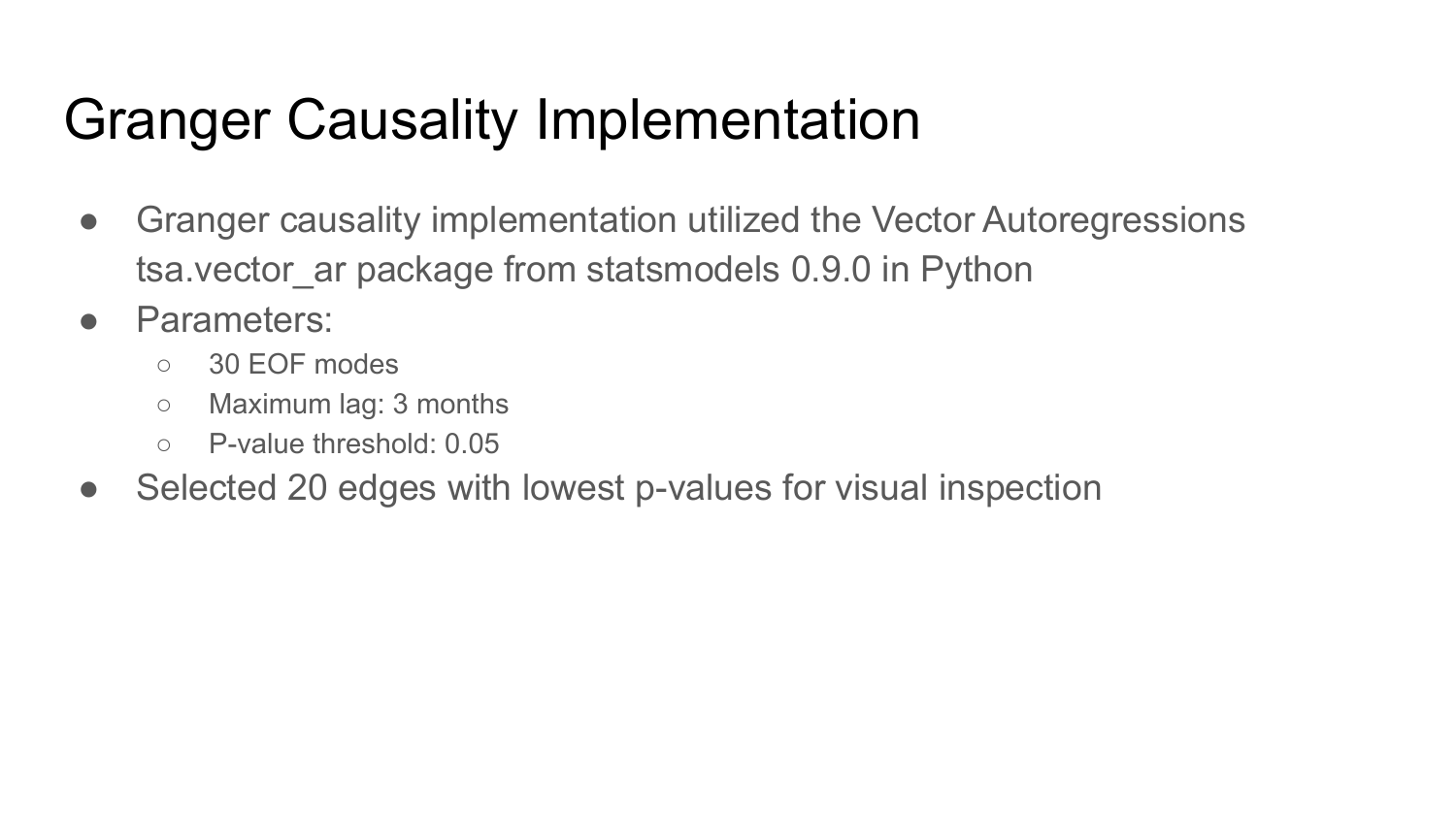# Granger Causality Implementation

- Granger causality implementation utilized the Vector Autoregressions tsa.vector_ar package from statsmodels 0.9.0 in Python
- Parameters:
  - 30 EOF modes
  - Maximum lag: 3 months
  - P-value threshold: 0.05
- Selected 20 edges with lowest p-values for visual inspection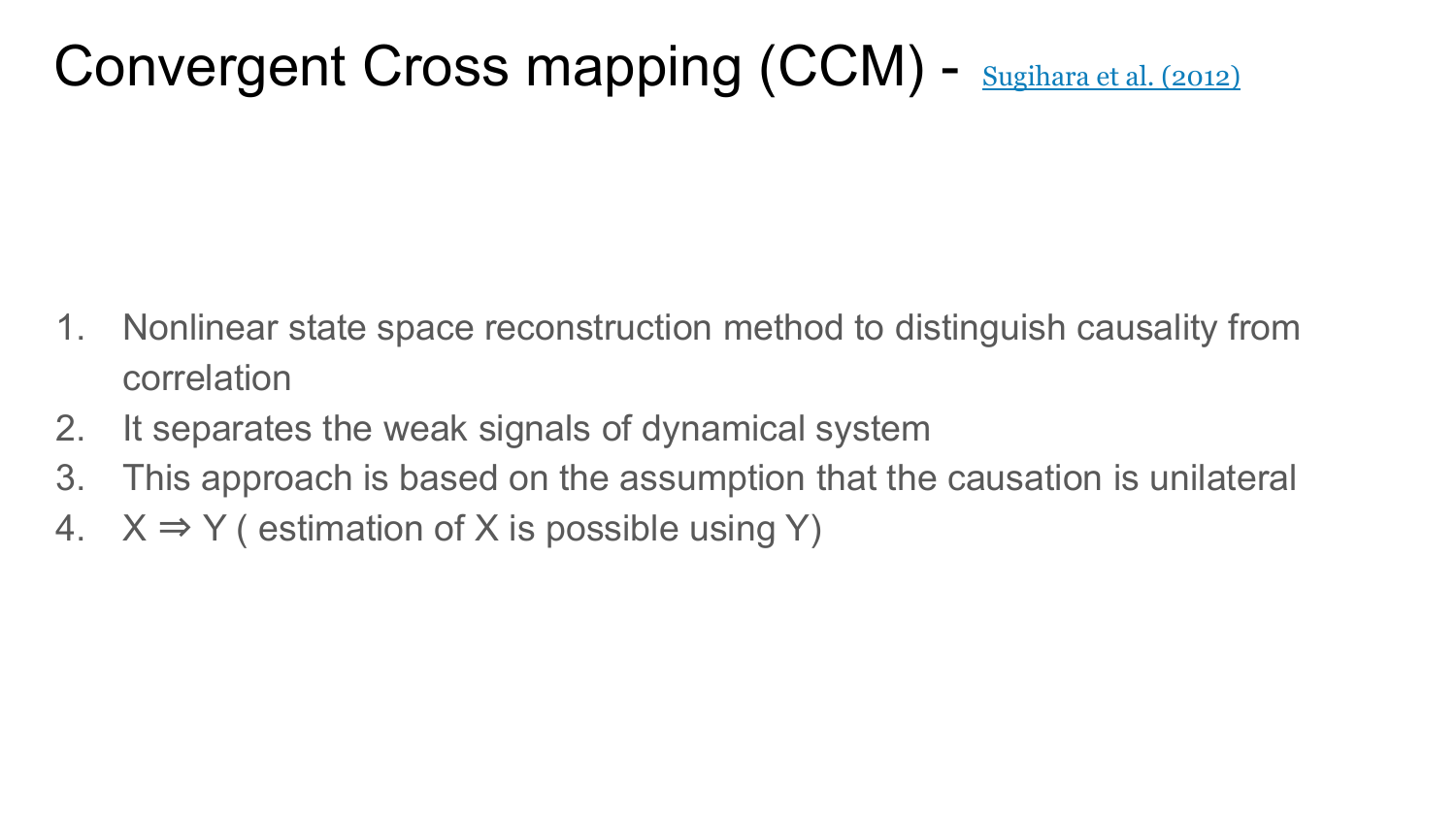# Convergent Cross mapping (CCM) - Sugihara et al. (2012)

1. Nonlinear state space reconstruction method to distinguish causality from correlation
2. It separates the weak signals of dynamical system
3. This approach is based on the assumption that the causation is unilateral
4. $X \Rightarrow Y$ ( estimation of X is possible using Y)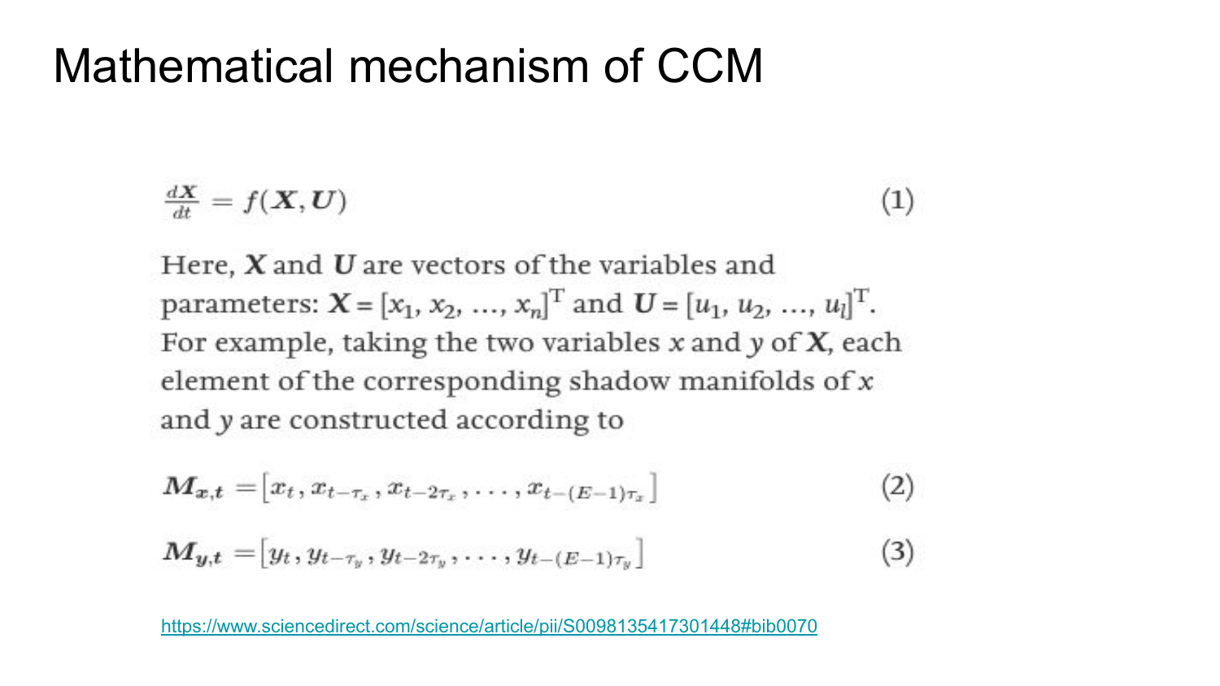# Mathematical mechanism of CCM

$$\frac{d\boldsymbol{X}}{dt} = f(\boldsymbol{X}, \boldsymbol{U}) \tag{1}$$

Here, $\boldsymbol{X}$ and $\boldsymbol{U}$ are vectors of the variables and parameters: $\boldsymbol{X} = [x_1, x_2, ..., x_n]^{\mathrm{T}}$ and $\boldsymbol{U} = [u_1, u_2, ..., u_l]^{\mathrm{T}}$. For example, taking the two variables $x$ and $y$ of $\boldsymbol{X}$, each element of the corresponding shadow manifolds of $x$ and $y$ are constructed according to

$$\boldsymbol{M}_{x,t} = \left[x_t, x_{t-\tau_x}, x_{t-2\tau_x}, \ldots, x_{t-(E-1)\tau_x}\right] \tag{2}$$

$$\boldsymbol{M}_{y,t} = \left[y_t, y_{t-\tau_y}, y_{t-2\tau_y}, \ldots, y_{t-(E-1)\tau_y}\right] \tag{3}$$

https://www.sciencedirect.com/science/article/pii/S0098135417301448#bib0070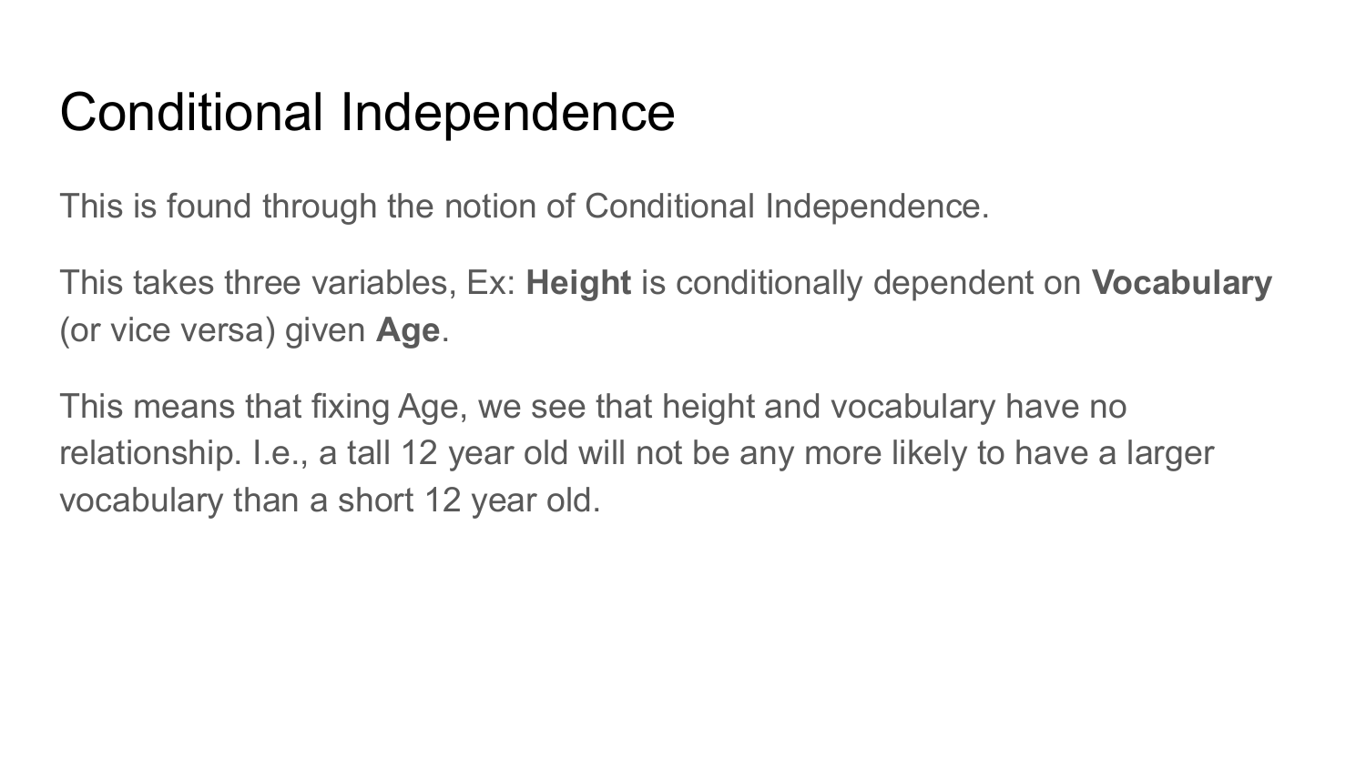# Conditional Independence

This is found through the notion of Conditional Independence.

This takes three variables, Ex: **Height** is conditionally dependent on **Vocabulary** (or vice versa) given **Age**.

This means that fixing Age, we see that height and vocabulary have no relationship. I.e., a tall 12 year old will not be any more likely to have a larger vocabulary than a short 12 year old.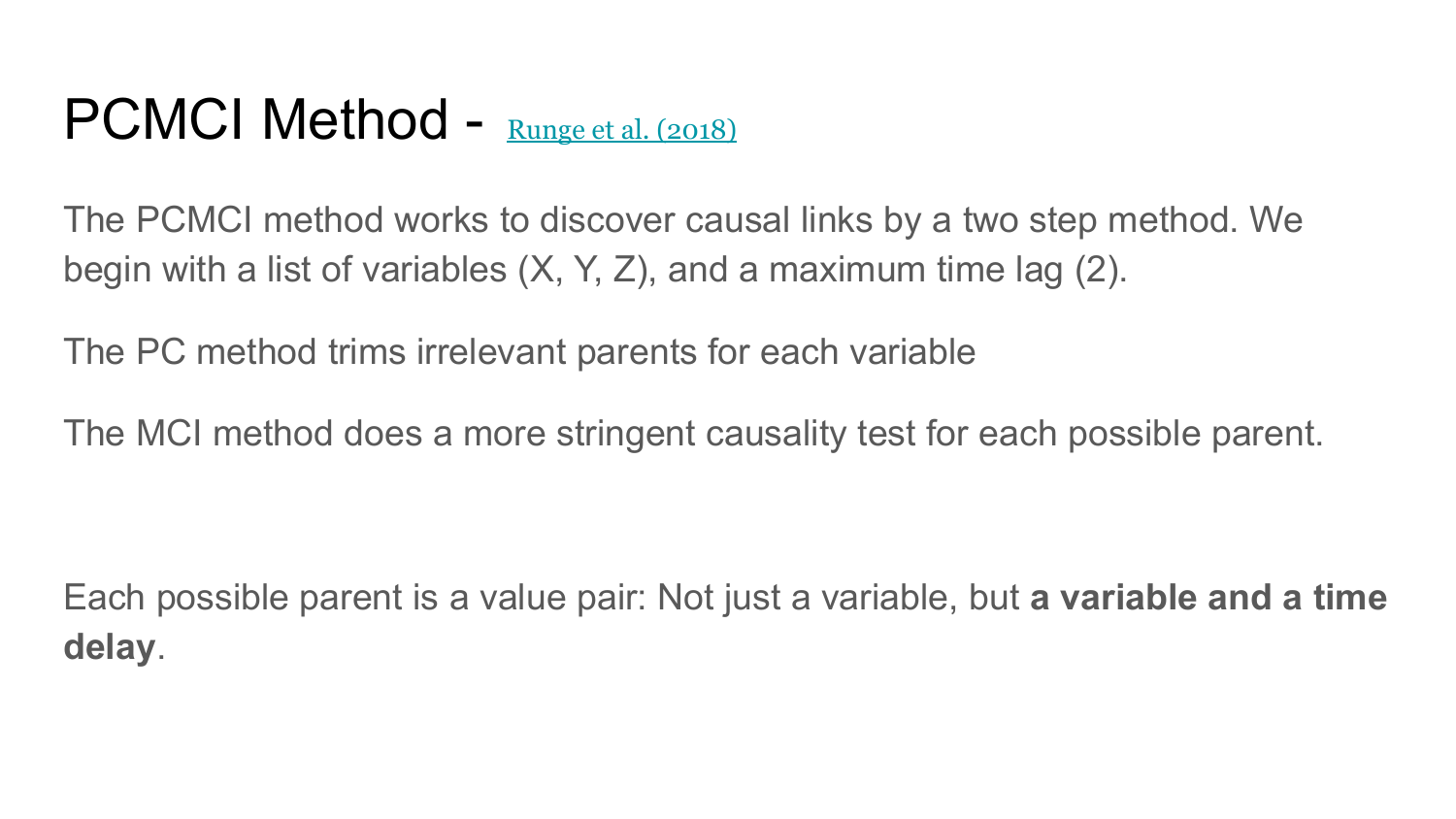# PCMCI Method - [Runge et al. (2018)]

The PCMCI method works to discover causal links by a two step method. We begin with a list of variables (X, Y, Z), and a maximum time lag (2).

The PC method trims irrelevant parents for each variable

The MCI method does a more stringent causality test for each possible parent.

Each possible parent is a value pair: Not just a variable, but **a variable and a time delay**.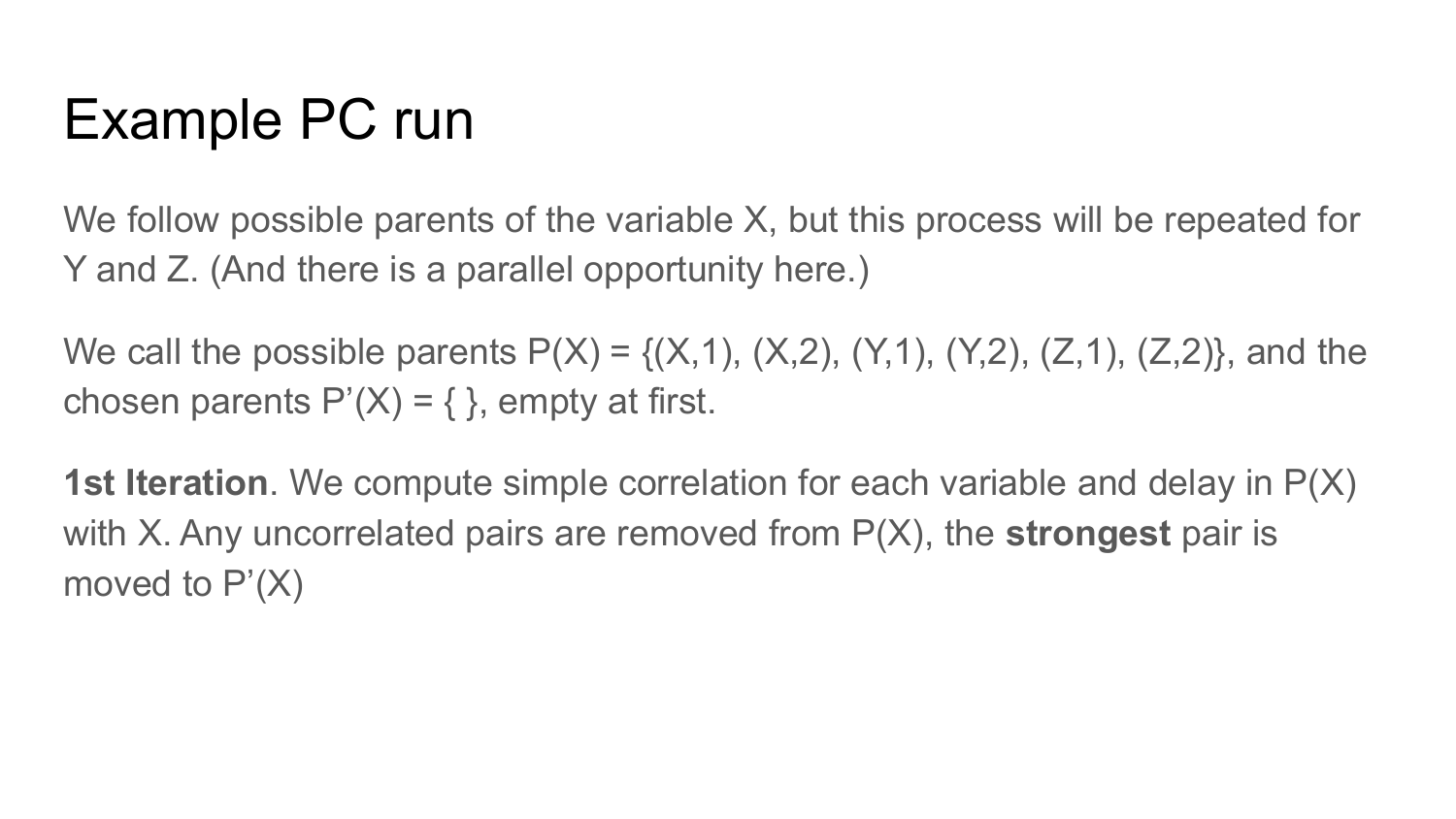# Example PC run

We follow possible parents of the variable X, but this process will be repeated for Y and Z. (And there is a parallel opportunity here.)

We call the possible parents P(X) = {(X,1), (X,2), (Y,1), (Y,2), (Z,1), (Z,2)}, and the chosen parents P'(X) = { }, empty at first.

**1st Iteration**. We compute simple correlation for each variable and delay in P(X) with X. Any uncorrelated pairs are removed from P(X), the **strongest** pair is moved to P'(X)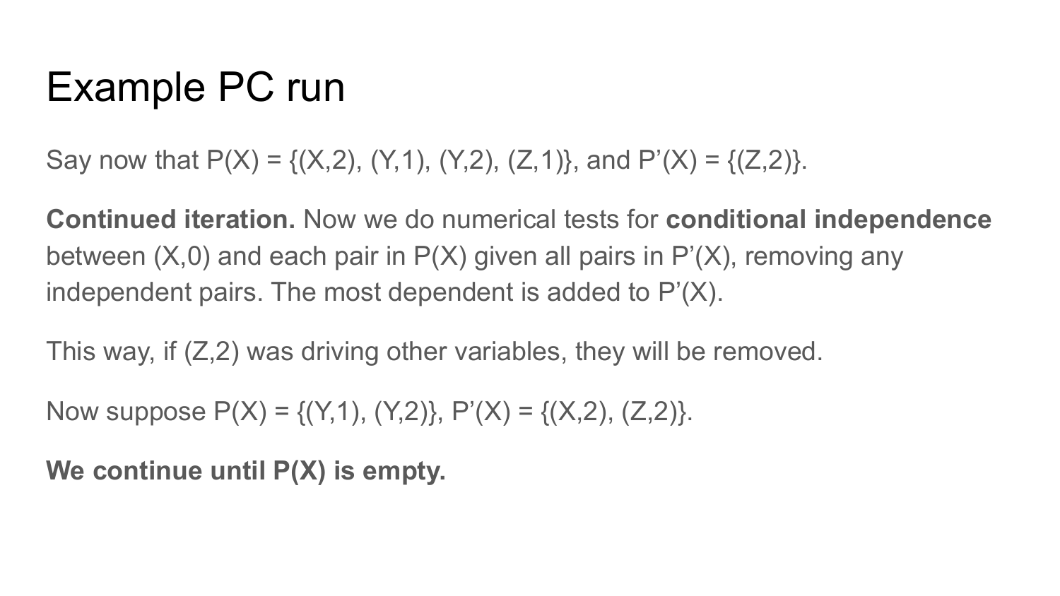# Example PC run

Say now that P(X) = {(X,2), (Y,1), (Y,2), (Z,1)}, and P'(X) = {(Z,2)}.

**Continued iteration.** Now we do numerical tests for **conditional independence** between (X,0) and each pair in P(X) given all pairs in P'(X), removing any independent pairs. The most dependent is added to P'(X).

This way, if (Z,2) was driving other variables, they will be removed.

Now suppose P(X) = {(Y,1), (Y,2)}, P'(X) = {(X,2), (Z,2)}.

**We continue until P(X) is empty.**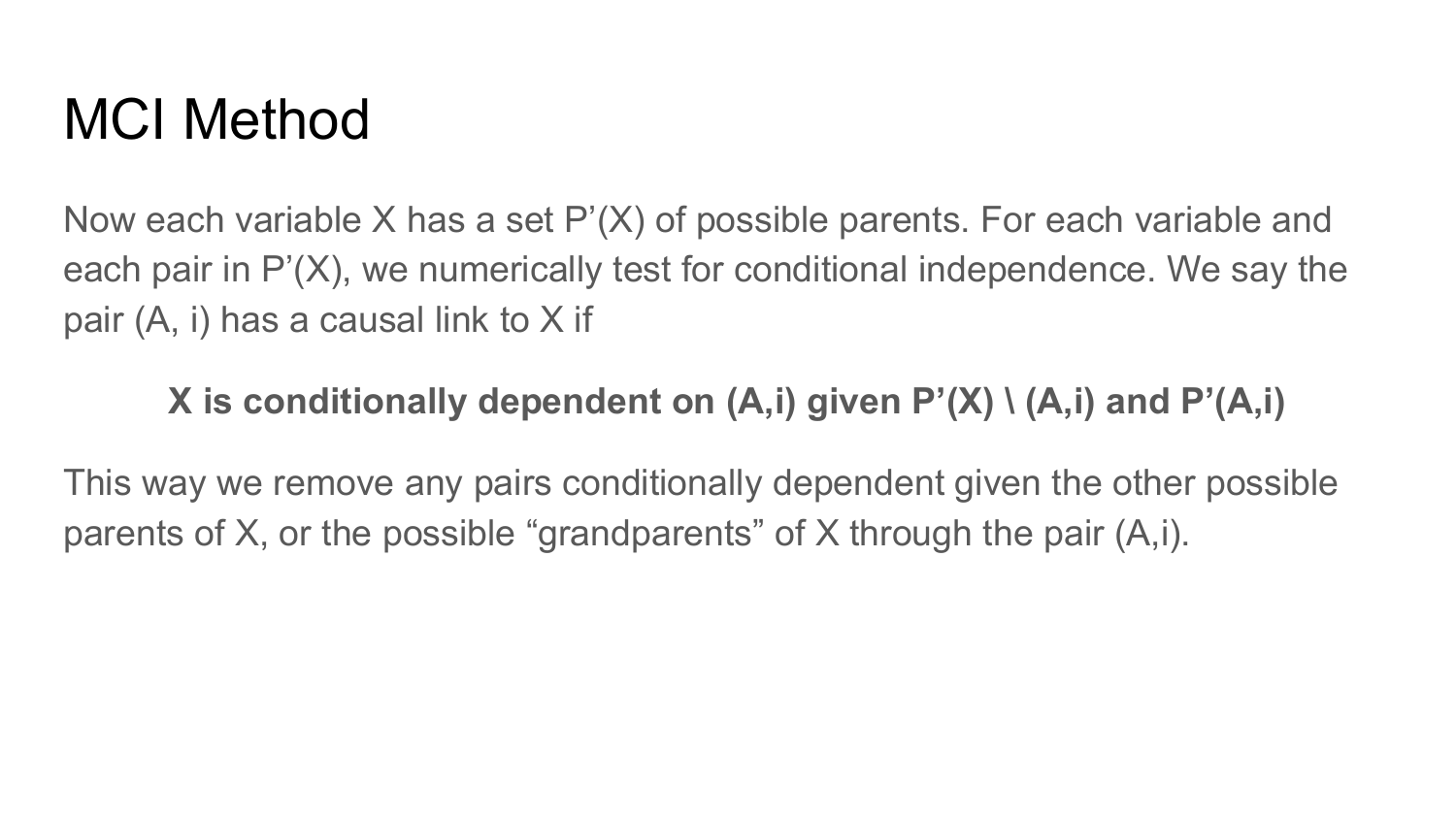# MCI Method

Now each variable X has a set P’(X) of possible parents. For each variable and each pair in P’(X), we numerically test for conditional independence. We say the pair (A, i) has a causal link to X if

**X is conditionally dependent on (A,i) given P’(X) \ (A,i) and P’(A,i)**

This way we remove any pairs conditionally dependent given the other possible parents of X, or the possible “grandparents” of X through the pair (A,i).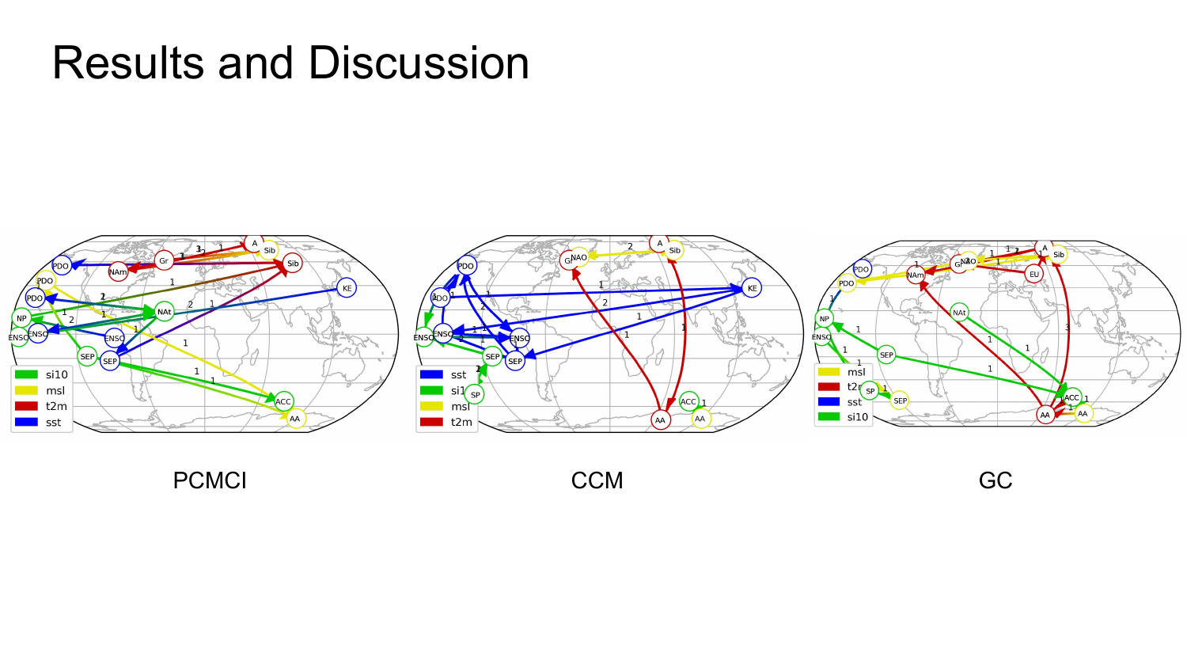# Results and Discussion

PCMCI

CCM

GC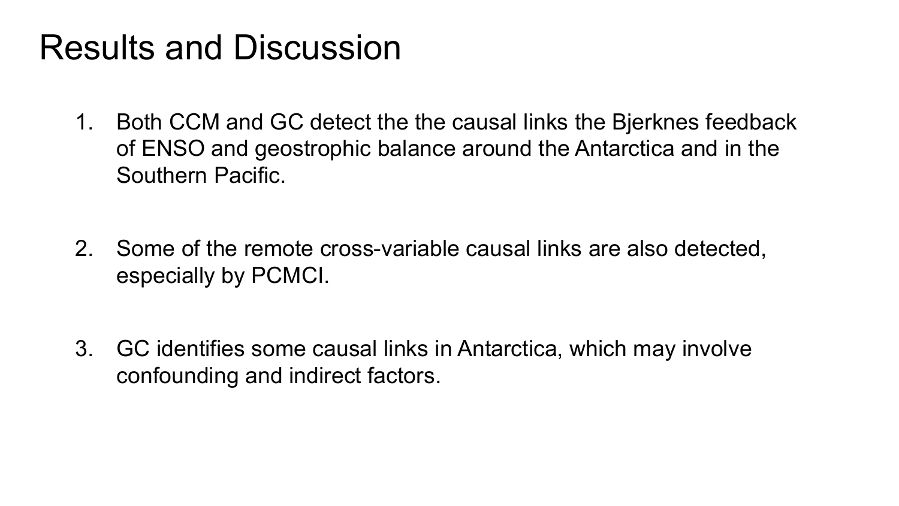# Results and Discussion

1. Both CCM and GC detect the the causal links the Bjerknes feedback of ENSO and geostrophic balance around the Antarctica and in the Southern Pacific.

2. Some of the remote cross-variable causal links are also detected, especially by PCMCI.

3. GC identifies some causal links in Antarctica, which may involve confounding and indirect factors.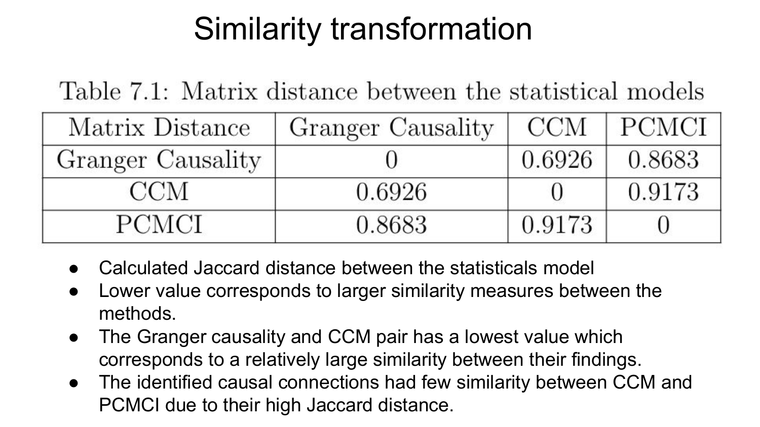# Similarity transformation

Table 7.1: Matrix distance between the statistical models

| Matrix Distance | Granger Causality | CCM | PCMCI |
|---|---|---|---|
| Granger Causality | 0 | 0.6926 | 0.8683 |
| CCM | 0.6926 | 0 | 0.9173 |
| PCMCI | 0.8683 | 0.9173 | 0 |

- Calculated Jaccard distance between the statisticals model
- Lower value corresponds to larger similarity measures between the methods.
- The Granger causality and CCM pair has a lowest value which corresponds to a relatively large similarity between their findings.
- The identified causal connections had few similarity between CCM and PCMCI due to their high Jaccard distance.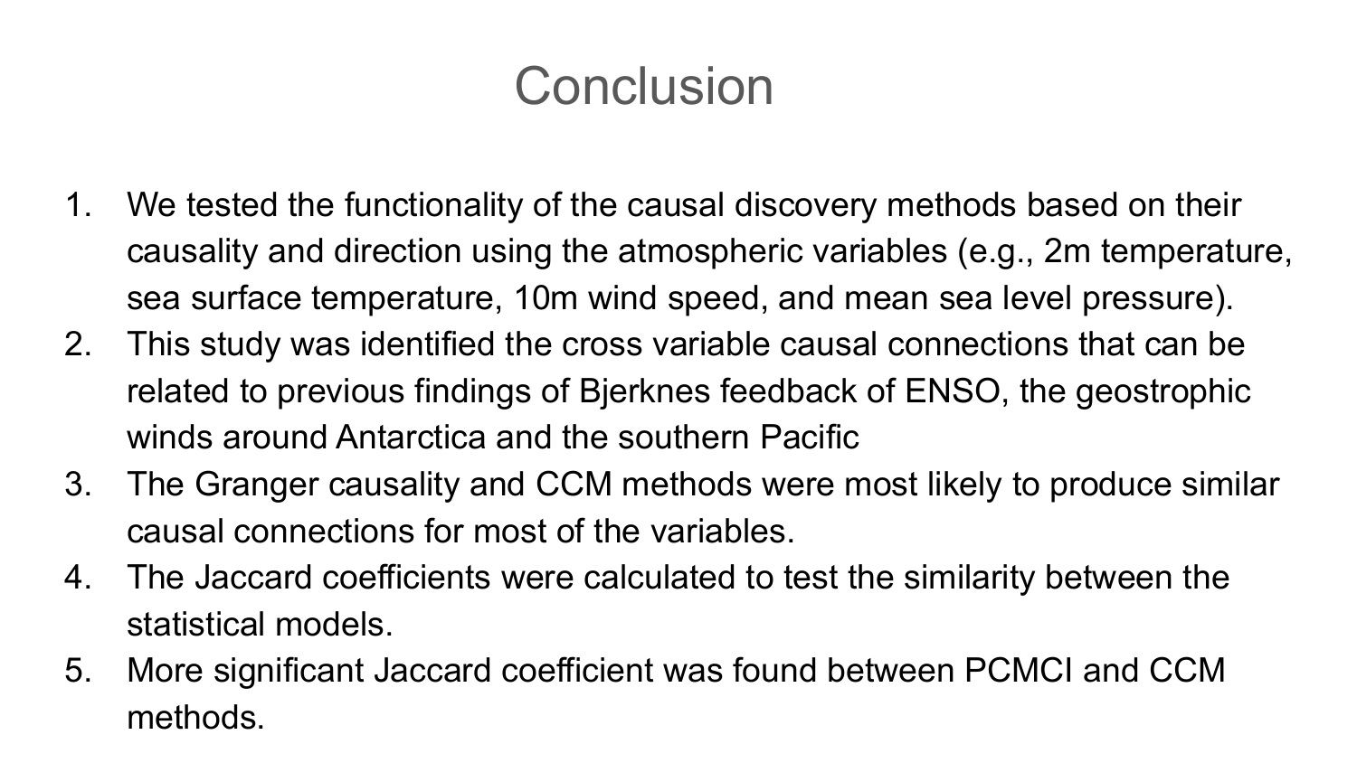# Conclusion

1. We tested the functionality of the causal discovery methods based on their causality and direction using the atmospheric variables (e.g., 2m temperature, sea surface temperature, 10m wind speed, and mean sea level pressure).
2. This study was identified the cross variable causal connections that can be related to previous findings of Bjerknes feedback of ENSO, the geostrophic winds around Antarctica and the southern Pacific
3. The Granger causality and CCM methods were most likely to produce similar causal connections for most of the variables.
4. The Jaccard coefficients were calculated to test the similarity between the statistical models.
5. More significant Jaccard coefficient was found between PCMCI and CCM methods.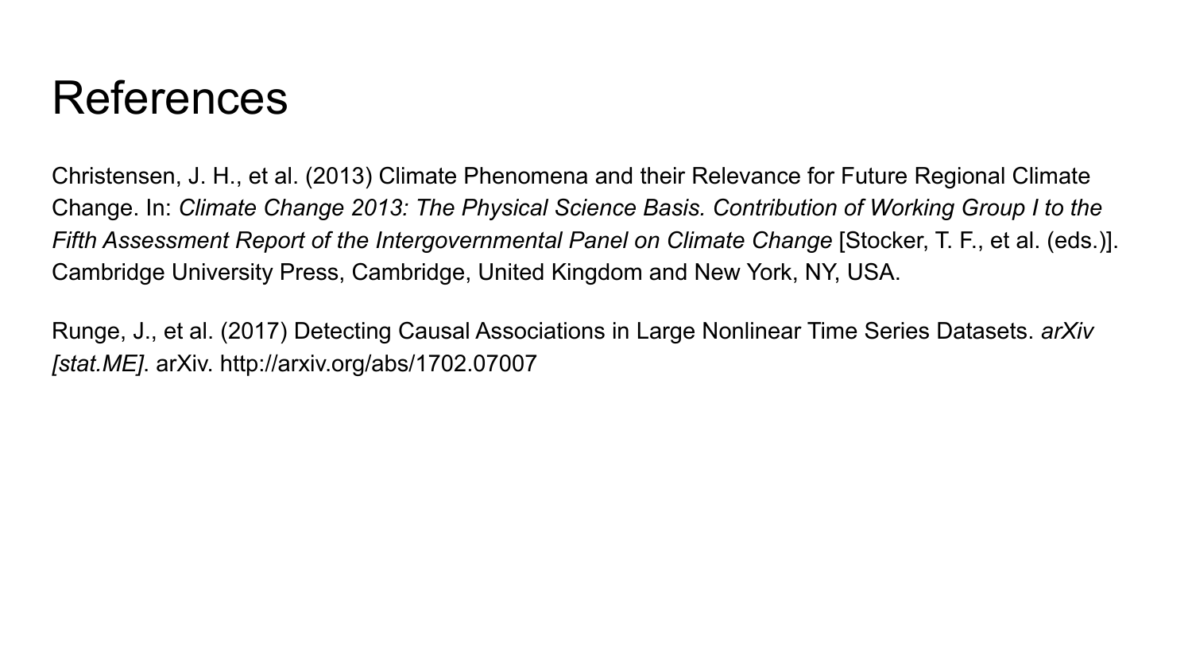# References

Christensen, J. H., et al. (2013) Climate Phenomena and their Relevance for Future Regional Climate Change. In: *Climate Change 2013: The Physical Science Basis. Contribution of Working Group I to the Fifth Assessment Report of the Intergovernmental Panel on Climate Change* [Stocker, T. F., et al. (eds.)]. Cambridge University Press, Cambridge, United Kingdom and New York, NY, USA.

Runge, J., et al. (2017) Detecting Causal Associations in Large Nonlinear Time Series Datasets. *arXiv [stat.ME]*. arXiv. http://arxiv.org/abs/1702.07007